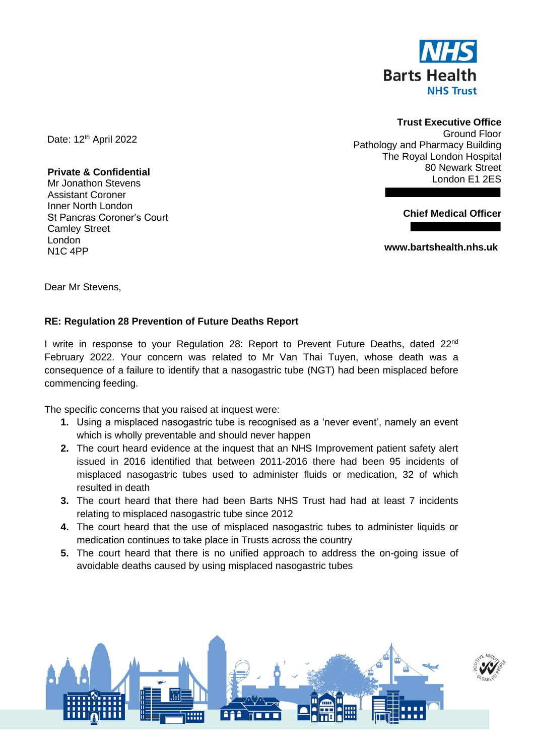NHS
Barts Health
NHS Trust

**Trust Executive Office**
Ground Floor
Pathology and Pharmacy Building
The Royal London Hospital
80 Newark Street
London E1 2ES

**Chief Medical Officer**

**www.bartshealth.nhs.uk**

Date: 12th April 2022

**Private & Confidential**
Mr Jonathon Stevens
Assistant Coroner
Inner North London
St Pancras Coroner's Court
Camley Street
London
N1C 4PP

Dear Mr Stevens,

**RE: Regulation 28 Prevention of Future Deaths Report**

I write in response to your Regulation 28: Report to Prevent Future Deaths, dated 22nd February 2022. Your concern was related to Mr Van Thai Tuyen, whose death was a consequence of a failure to identify that a nasogastric tube (NGT) had been misplaced before commencing feeding.

The specific concerns that you raised at inquest were:

1. Using a misplaced nasogastric tube is recognised as a 'never event', namely an event which is wholly preventable and should never happen
2. The court heard evidence at the inquest that an NHS Improvement patient safety alert issued in 2016 identified that between 2011-2016 there had been 95 incidents of misplaced nasogastric tubes used to administer fluids or medication, 32 of which resulted in death
3. The court heard that there had been Barts NHS Trust had had at least 7 incidents relating to misplaced nasogastric tube since 2012
4. The court heard that the use of misplaced nasogastric tubes to administer liquids or medication continues to take place in Trusts across the country
5. The court heard that there is no unified approach to address the on-going issue of avoidable deaths caused by using misplaced nasogastric tubes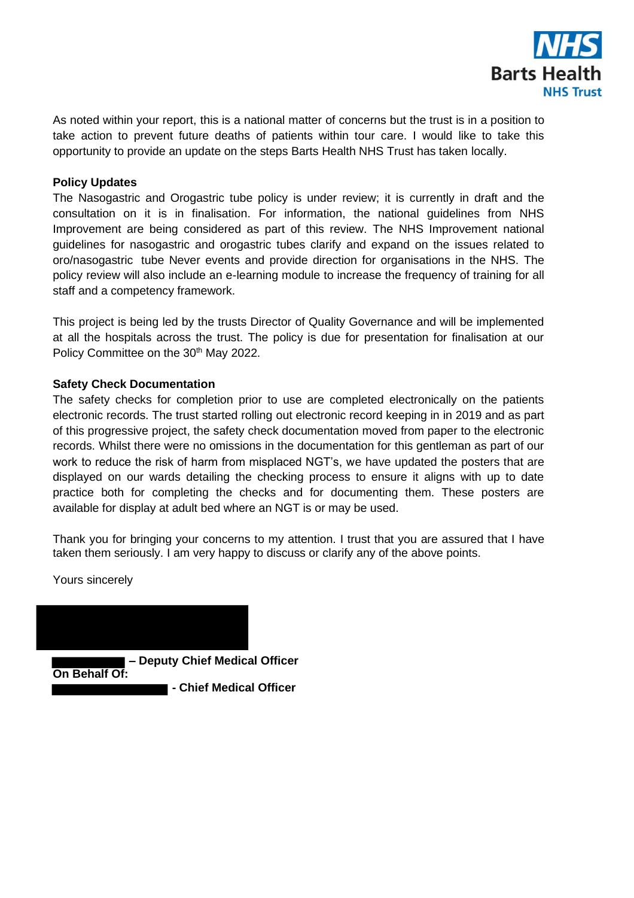As noted within your report, this is a national matter of concerns but the trust is in a position to take action to prevent future deaths of patients within tour care. I would like to take this opportunity to provide an update on the steps Barts Health NHS Trust has taken locally.

**Policy Updates**

The Nasogastric and Orogastric tube policy is under review; it is currently in draft and the consultation on it is in finalisation. For information, the national guidelines from NHS Improvement are being considered as part of this review. The NHS Improvement national guidelines for nasogastric and orogastric tubes clarify and expand on the issues related to oro/nasogastric tube Never events and provide direction for organisations in the NHS. The policy review will also include an e-learning module to increase the frequency of training for all staff and a competency framework.

This project is being led by the trusts Director of Quality Governance and will be implemented at all the hospitals across the trust. The policy is due for presentation for finalisation at our Policy Committee on the 30th May 2022.

**Safety Check Documentation**

The safety checks for completion prior to use are completed electronically on the patients electronic records. The trust started rolling out electronic record keeping in in 2019 and as part of this progressive project, the safety check documentation moved from paper to the electronic records. Whilst there were no omissions in the documentation for this gentleman as part of our work to reduce the risk of harm from misplaced NGT's, we have updated the posters that are displayed on our wards detailing the checking process to ensure it aligns with up to date practice both for completing the checks and for documenting them. These posters are available for display at adult bed where an NGT is or may be used.

Thank you for bringing your concerns to my attention. I trust that you are assured that I have taken them seriously. I am very happy to discuss or clarify any of the above points.

Yours sincerely

**– Deputy Chief Medical Officer**

**On Behalf Of:**

**- Chief Medical Officer**